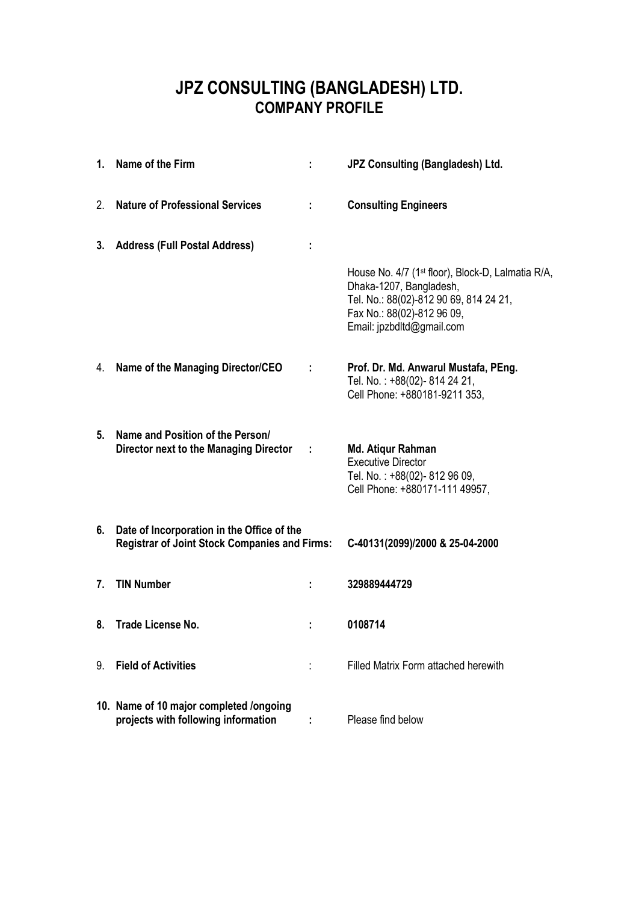# JPZ CONSULTING (BANGLADESH) LTD.
## COMPANY PROFILE

| | | | |
|---|---|---|---|
| **1.** | **Name of the Firm** | **:** | **JPZ Consulting (Bangladesh) Ltd.** |
| 2. | **Nature of Professional Services** | **:** | **Consulting Engineers** |
| **3.** | **Address (Full Postal Address)** | **:** | House No. 4/7 (1st floor), Block-D, Lalmatia R/A, Dhaka-1207, Bangladesh, Tel. No.: 88(02)-812 90 69, 814 24 21, Fax No.: 88(02)-812 96 09, Email: jpzbdltd@gmail.com |
| 4. | **Name of the Managing Director/CEO** | **:** | **Prof. Dr. Md. Anwarul Mustafa, PEng.** Tel. No. : +88(02)- 814 24 21, Cell Phone: +880181-9211 353, |
| **5.** | **Name and Position of the Person/ Director next to the Managing Director** | **:** | **Md. Atiqur Rahman** Executive Director Tel. No. : +88(02)- 812 96 09, Cell Phone: +880171-111 49957, |
| **6.** | **Date of Incorporation in the Office of the Registrar of Joint Stock Companies and Firms:** | | **C-40131(2099)/2000 & 25-04-2000** |
| **7.** | **TIN Number** | **:** | **329889444729** |
| **8.** | **Trade License No.** | **:** | **0108714** |
| 9. | **Field of Activities** | : | Filled Matrix Form attached herewith |
| **10.** | **Name of 10 major completed /ongoing projects with following information** | **:** | Please find below |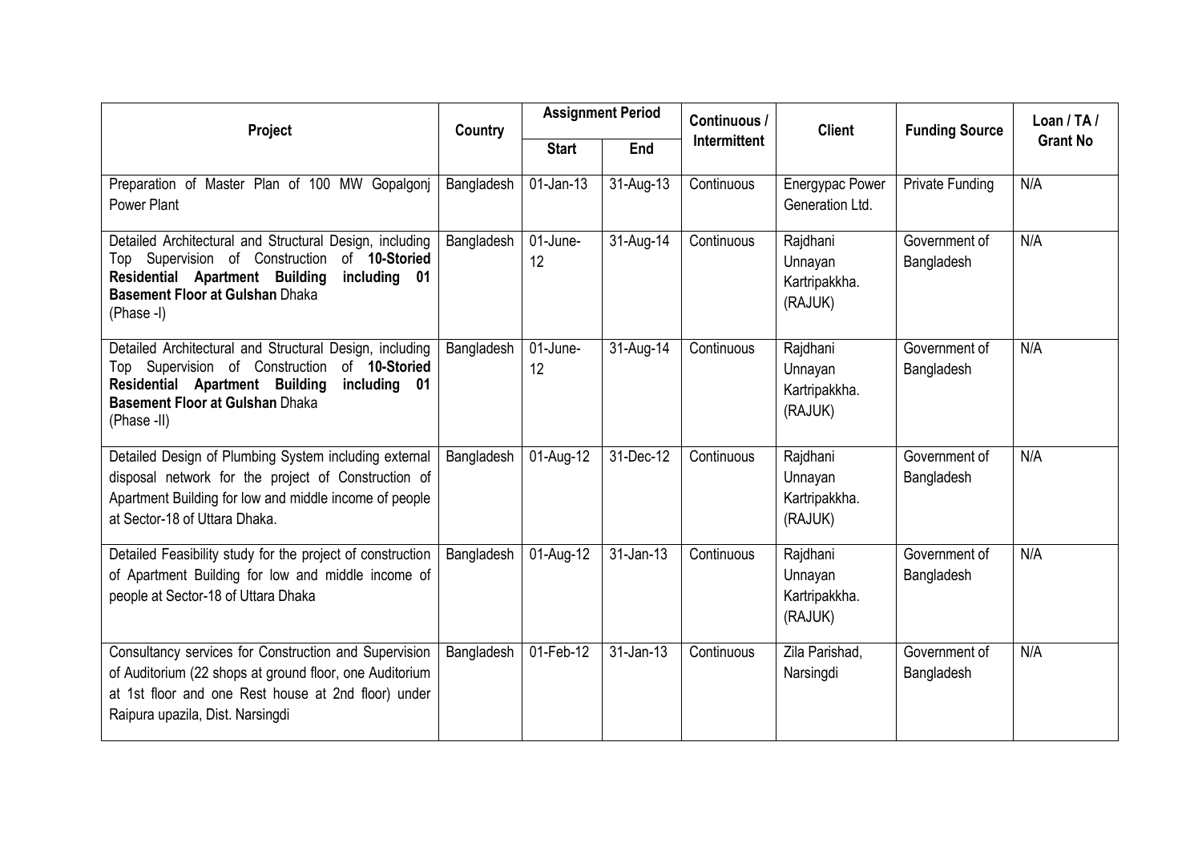| Project | Country | Assignment Period | | Continuous / Intermittent | Client | Funding Source | Loan / TA / Grant No |
|---|---|---|---|---|---|---|---|
| | | Start | End | | | | |
| Preparation of Master Plan of 100 MW Gopalgonj Power Plant | Bangladesh | 01-Jan-13 | 31-Aug-13 | Continuous | Energypac Power Generation Ltd. | Private Funding | N/A |
| Detailed Architectural and Structural Design, including Top Supervision of Construction of **10-Storied Residential Apartment Building including 01 Basement Floor at Gulshan** Dhaka (Phase -I) | Bangladesh | 01-June-12 | 31-Aug-14 | Continuous | Rajdhani Unnayan Kartripakkha. (RAJUK) | Government of Bangladesh | N/A |
| Detailed Architectural and Structural Design, including Top Supervision of Construction of **10-Storied Residential Apartment Building including 01 Basement Floor at Gulshan** Dhaka (Phase -II) | Bangladesh | 01-June-12 | 31-Aug-14 | Continuous | Rajdhani Unnayan Kartripakkha. (RAJUK) | Government of Bangladesh | N/A |
| Detailed Design of Plumbing System including external disposal network for the project of Construction of Apartment Building for low and middle income of people at Sector-18 of Uttara Dhaka. | Bangladesh | 01-Aug-12 | 31-Dec-12 | Continuous | Rajdhani Unnayan Kartripakkha. (RAJUK) | Government of Bangladesh | N/A |
| Detailed Feasibility study for the project of construction of Apartment Building for low and middle income of people at Sector-18 of Uttara Dhaka | Bangladesh | 01-Aug-12 | 31-Jan-13 | Continuous | Rajdhani Unnayan Kartripakkha. (RAJUK) | Government of Bangladesh | N/A |
| Consultancy services for Construction and Supervision of Auditorium (22 shops at ground floor, one Auditorium at 1st floor and one Rest house at 2nd floor) under Raipura upazila, Dist. Narsingdi | Bangladesh | 01-Feb-12 | 31-Jan-13 | Continuous | Zila Parishad, Narsingdi | Government of Bangladesh | N/A |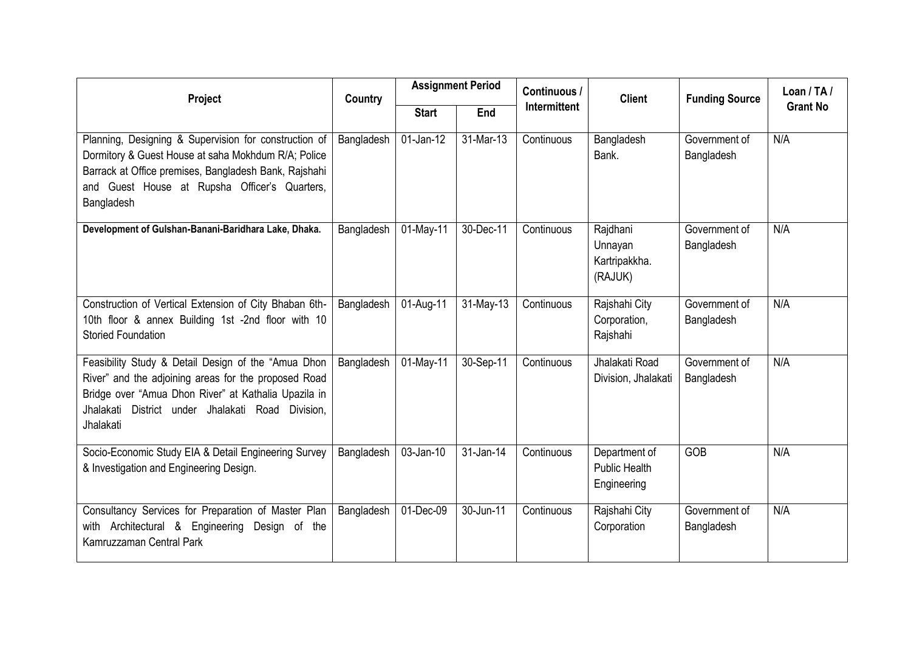| Project | Country | Assignment Period | | Continuous / Intermittent | Client | Funding Source | Loan / TA / Grant No |
|---|---|---|---|---|---|---|---|
| | | Start | End | | | | |
| Planning, Designing & Supervision for construction of Dormitory & Guest House at saha Mokhdum R/A; Police Barrack at Office premises, Bangladesh Bank, Rajshahi and Guest House at Rupsha Officer's Quarters, Bangladesh | Bangladesh | 01-Jan-12 | 31-Mar-13 | Continuous | Bangladesh Bank. | Government of Bangladesh | N/A |
| **Development of Gulshan-Banani-Baridhara Lake, Dhaka.** | Bangladesh | 01-May-11 | 30-Dec-11 | Continuous | Rajdhani Unnayan Kartripakkha. (RAJUK) | Government of Bangladesh | N/A |
| Construction of Vertical Extension of City Bhaban 6th-10th floor & annex Building 1st -2nd floor with 10 Storied Foundation | Bangladesh | 01-Aug-11 | 31-May-13 | Continuous | Rajshahi City Corporation, Rajshahi | Government of Bangladesh | N/A |
| Feasibility Study & Detail Design of the "Amua Dhon River" and the adjoining areas for the proposed Road Bridge over "Amua Dhon River" at Kathalia Upazila in Jhalakati District under Jhalakati Road Division, Jhalakati | Bangladesh | 01-May-11 | 30-Sep-11 | Continuous | Jhalakati Road Division, Jhalakati | Government of Bangladesh | N/A |
| Socio-Economic Study EIA & Detail Engineering Survey & Investigation and Engineering Design. | Bangladesh | 03-Jan-10 | 31-Jan-14 | Continuous | Department of Public Health Engineering | GOB | N/A |
| Consultancy Services for Preparation of Master Plan with Architectural & Engineering Design of the Kamruzzaman Central Park | Bangladesh | 01-Dec-09 | 30-Jun-11 | Continuous | Rajshahi City Corporation | Government of Bangladesh | N/A |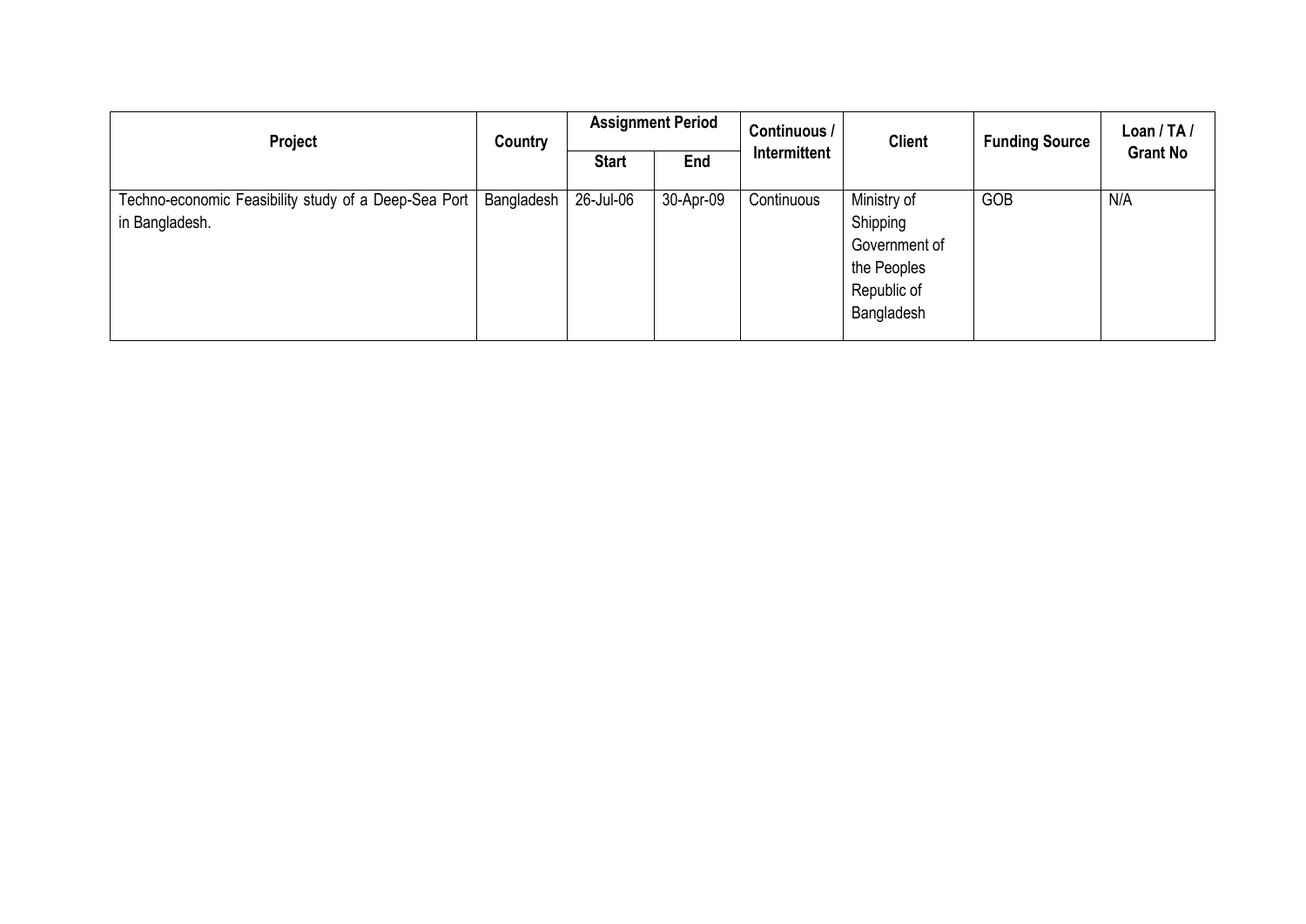| Project | Country | Assignment Period | | Continuous / Intermittent | Client | Funding Source | Loan / TA / Grant No |
|---|---|---|---|---|---|---|---|
| | | Start | End | | | | |
| Techno-economic Feasibility study of a Deep-Sea Port in Bangladesh. | Bangladesh | 26-Jul-06 | 30-Apr-09 | Continuous | Ministry of Shipping Government of the Peoples Republic of Bangladesh | GOB | N/A |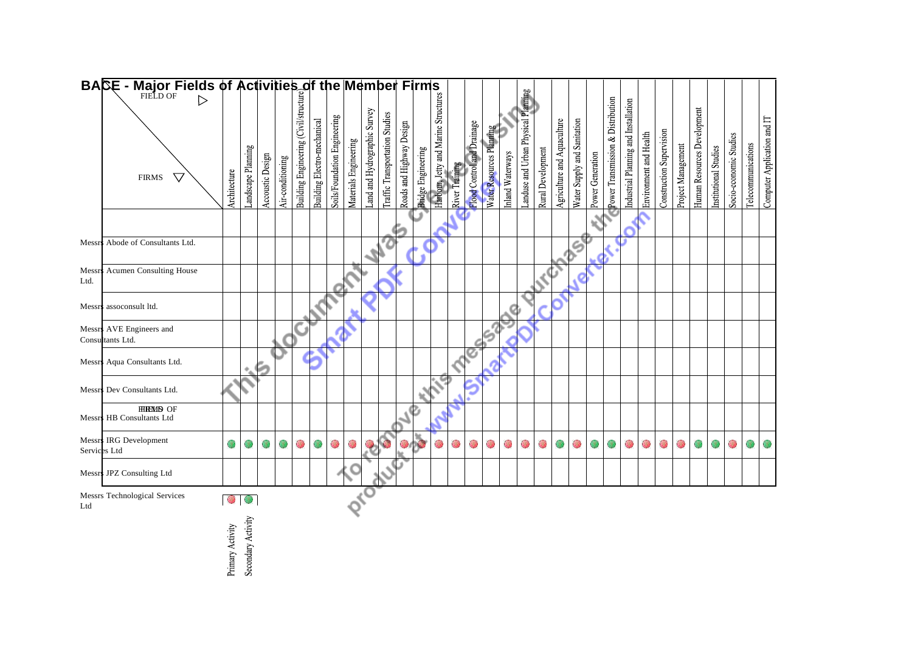# BACE - Major Fields of Activities of the Member Firms

| FIELD OF ▷ / FIRMS ▽ | Architecture | Landscape Planning | Accoustic Design | Air-conditioning | Building Engineering (Civil/structure) | Building Electro-mechanical | Soils/Foundation Engineering | Materials Engineering | Land and Hydrographic Survey | Traffic Transportation Studies | Roads and Highway Design | Bridge Engineering | Harbour, Jetty and Marine Structures | River Training | Flood Control and Drainage | Water Resources Planning | Inland Waterways | Landuse and Urban Physical Planning | Rural Development | Agriculture and Aquaculture | Water Supply and Sanitation | Power Generation | Power Transmission & Distribution | Industrial Planning and Installation | Environment and Health | Construction Supervision | Project Management | Human Resources Development | Institutional Studies | Socio-economic Studies | Telecommunications | Computer Application and IT |
|---|---|---|---|---|---|---|---|---|---|---|---|---|---|---|---|---|---|---|---|---|---|---|---|---|---|---|---|---|---|---|---|---|
| Messrs Abode of Consultants Ltd. | | | | | | | | | | | | | | | | | | | | | | | | | | | | | | | | |
| Messrs Acumen Consulting House Ltd. | | | | | | | | | | | | | | | | | | | | | | | | | | | | | | | | |
| Messrs assoconsult ltd. | | | | | | | | | | | | | | | | | | | | | | | | | | | | | | | | |
| Messrs AVE Engineers and Consultants Ltd. | | | | | | | | | | | | | | | | | | | | | | | | | | | | | | | | |
| Messrs Aqua Consultants Ltd. | | | | | | | | | | | | | | | | | | | | | | | | | | | | | | | | |
| Messrs Dev Consultants Ltd. | | | | | | | | | | | | | | | | | | | | | | | | | | | | | | | | |
| Messrs HB Consultants Ltd | | | | | | | | | | | | | | | | | | | | | | | | | | | | | | | | |
| Messrs IRG Development Services Ltd | S | S | S | S | P | S | P | P | P | P | P | P | P | P | P | P | P | P | P | S | P | S | S | P | P | P | P | S | S | P | S | S |
| Messrs JPZ Consulting Ltd | | | | | | | | | | | | | | | | | | | | | | | | | | | | | | | | |
| Messrs Technological Services Ltd | | | | | | | | | | | | | | | | | | | | | | | | | | | | | | | | |

Legend: P (red) = Primary Activity; S (green) = Secondary Activity